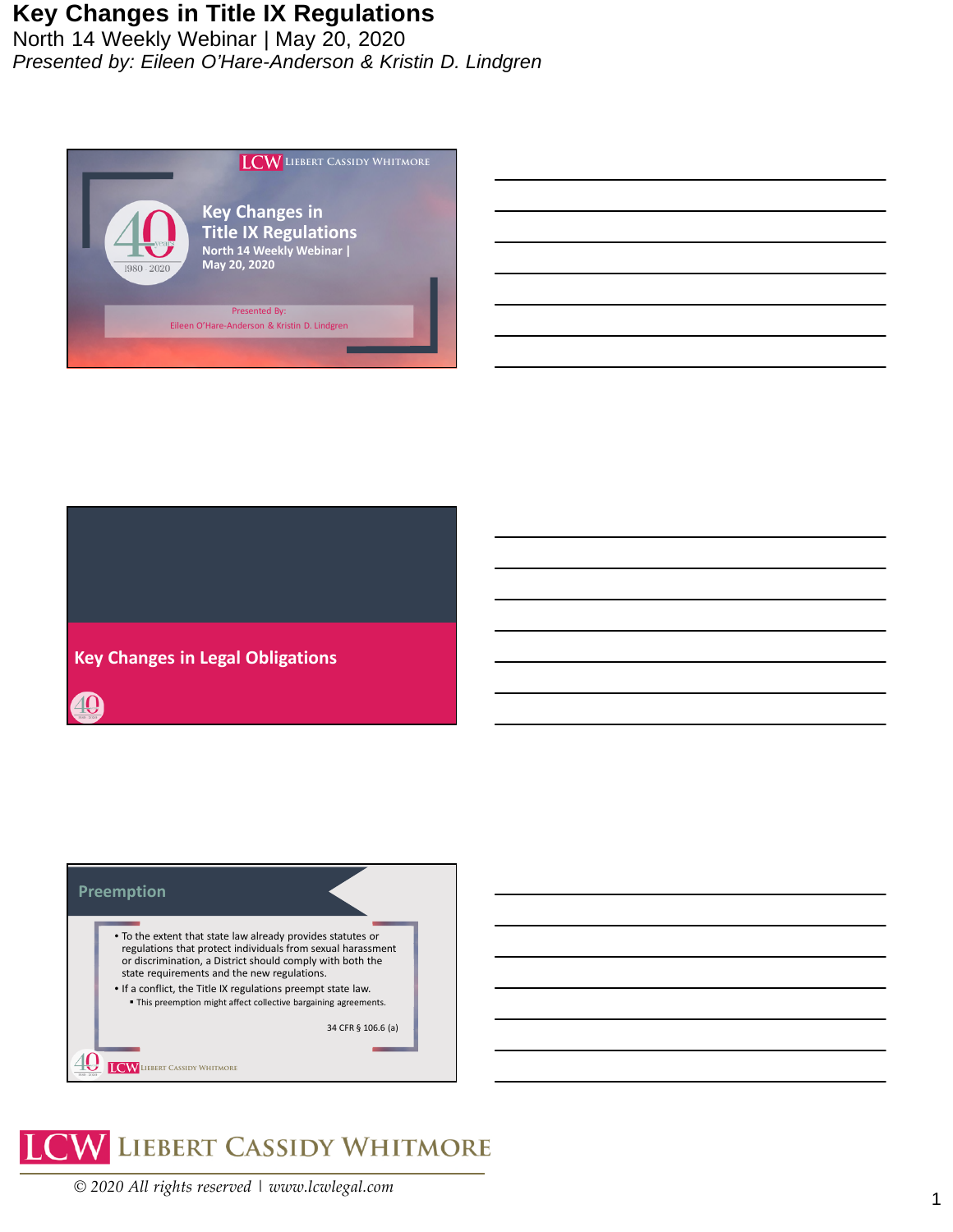# Key Changes in Title IX Regulations

North 14 Weekly Webinar | May 20, 2020

*Presented by: Eileen O'Hare-Anderson & Kristin D. Lindgren*

LCW LIEBERT CASSIDY WHITMORE

40 years 1980 · 2020

## Key Changes in Title IX Regulations

North 14 Weekly Webinar | May 20, 2020

Presented By:
Eileen O'Hare-Anderson & Kristin D. Lindgren

## Key Changes in Legal Obligations

## Preemption

- To the extent that state law already provides statutes or regulations that protect individuals from sexual harassment or discrimination, a District should comply with both the state requirements and the new regulations.
- If a conflict, the Title IX regulations preempt state law.
  - This preemption might affect collective bargaining agreements.

34 CFR § 106.6 (a)

LCW LIEBERT CASSIDY WHITMORE

© 2020 All rights reserved | www.lcwlegal.com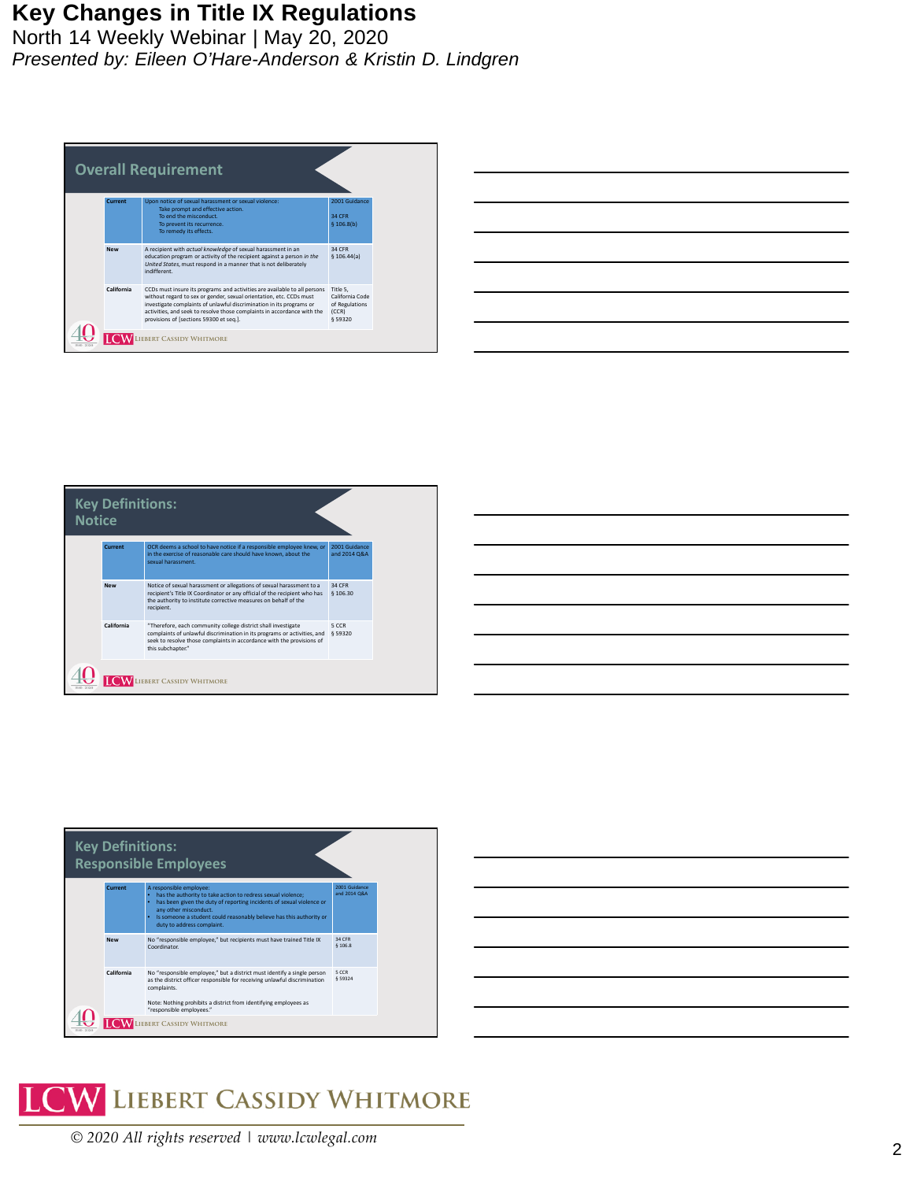## Overall Requirement

| | | |
|---|---|---|
| Current | Upon notice of sexual harassment or sexual violence:<br>Take prompt and effective action.<br>To end the misconduct.<br>To prevent its recurrence.<br>To remedy its effects. | 2001 Guidance<br><br>34 CFR<br>§ 106.8(b) |
| New | A recipient with *actual knowledge* of sexual harassment in an education program or activity of the recipient against a person *in the United States*, must respond in a manner that is not deliberately indifferent. | 34 CFR<br>§ 106.44(a) |
| California | CCDs must insure its programs and activities are available to all persons without regard to sex or gender, sexual orientation, etc. CCDs must investigate complaints of unlawful discrimination in its programs or activities, and seek to resolve those complaints in accordance with the provisions of [sections 59300 et seq.]. | Title 5, California Code of Regulations (CCR)<br>§ 59320 |

## Key Definitions: Notice

| | | |
|---|---|---|
| Current | OCR deems a school to have notice if a responsible employee knew, or in the exercise of reasonable care should have known, about the sexual harassment. | 2001 Guidance and 2014 Q&A |
| New | Notice of sexual harassment or allegations of sexual harassment to a recipient's Title IX Coordinator or any official of the recipient who has the authority to institute corrective measures on behalf of the recipient. | 34 CFR<br>§ 106.30 |
| California | "Therefore, each community college district shall investigate complaints of unlawful discrimination in its programs or activities, and seek to resolve those complaints in accordance with the provisions of this subchapter." | 5 CCR<br>§ 59320 |

## Key Definitions: Responsible Employees

| | | |
|---|---|---|
| Current | A responsible employee:<br>• has the authority to take action to redress sexual violence;<br>• has been given the duty of reporting incidents of sexual violence or any other misconduct.<br>• Is someone a student could reasonably believe has this authority or duty to address complaint. | 2001 Guidance and 2014 Q&A |
| New | No "responsible employee," but recipients must have trained Title IX Coordinator. | 34 CFR<br>§ 106.8 |
| California | No "responsible employee," but a district must identify a single person as the district officer responsible for receiving unlawful discrimination complaints.<br><br>Note: Nothing prohibits a district from identifying employees as "responsible employees." | 5 CCR<br>§ 59324 |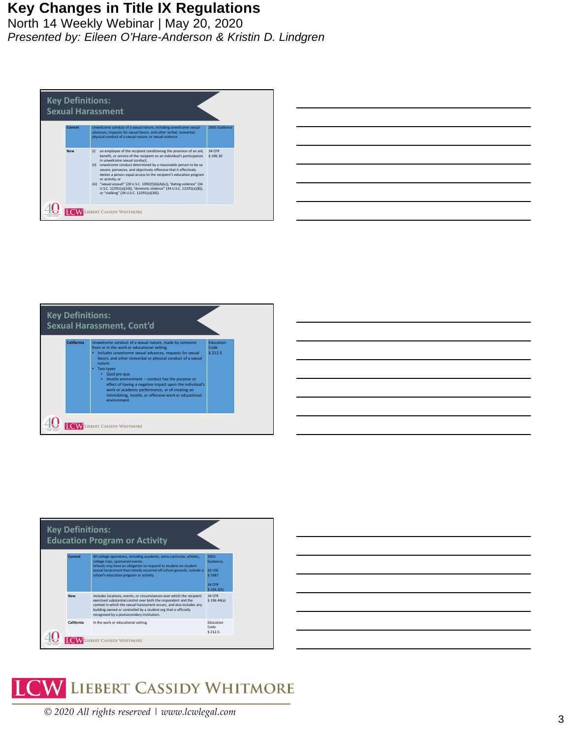## Key Definitions: Sexual Harassment

| | | |
|---|---|---|
| Current | Unwelcome conduct of a sexual nature, including unwelcome sexual advances, requests for sexual favors, and other verbal, nonverbal, physical conduct of a sexual nature, or sexual violence. | 2001 Guidance |
| New | (i) an employee of the recipient conditioning the provision of an aid, benefit, or service of the recipient on an individual's participation in unwelcome sexual conduct; (ii) unwelcome conduct determined by a reasonable person to be so severe, pervasive, and objectively offensive that it effectively denies a person equal access to the recipient's education program or activity; or (iii) "sexual assault" (20 U.S.C. 1092(f)(6)(A)(v)), "dating violence" (34 U.S.C. 12291(a)(10)), "domestic violence" (34 U.S.C. 12291(a)(8)), or "stalking" (34 U.S.C. 12291(a)(30)). | 34 CFR § 106.30 |

## Key Definitions: Sexual Harassment, Cont'd

| | | |
|---|---|---|
| California | Unwelcome conduct of a sexual nature, made by someone from or in the work or educational setting. <br> • Includes unwelcome sexual advances, requests for sexual favors, and other nonverbal or physical conduct of a sexual nature. <br> • Two types <br> &nbsp;&nbsp;• Quid pro quo <br> &nbsp;&nbsp;• Hostile environment – conduct has the purpose or effect of having a negative impact upon the individual's work or academic performance, or of creating an intimidating, hostile, or offensive work or educational environment. | Education Code § 212.5 |

## Key Definitions: Education Program or Activity

| | | |
|---|---|---|
| Current | All college operations, including academic, extra-curricular, athletic, college trips, sponsored events. Schools may have an obligation to respond to student-on-student sexual harassment that initially occurred off school grounds, outside a school's education program or activity. | 2001 Guidance, 20 USC § 1687, 34 CFR § 106.2(h) |
| New | Includes locations, events, or circumstances over which the recipient exercised substantial control over both the respondent and the context in which the sexual harassment occurs, and also includes any building owned or controlled by a student org that is officially recognized by a postsecondary institution. | 34 CFR § 106.44(a) |
| California | In the work or educational setting. | Education Code § 212.5 |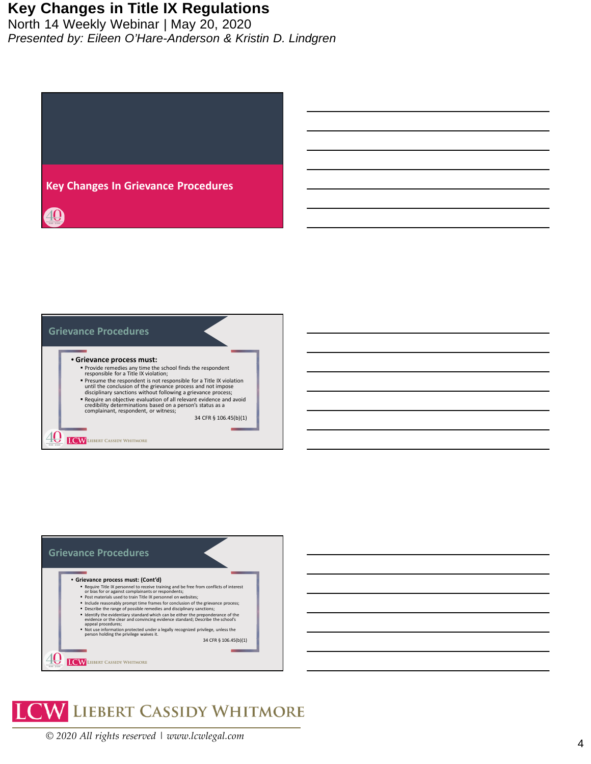## Key Changes In Grievance Procedures

## Grievance Procedures

- **Grievance process must:**
  - Provide remedies any time the school finds the respondent responsible for a Title IX violation;
  - Presume the respondent is not responsible for a Title IX violation until the conclusion of the grievance process and not impose disciplinary sanctions without following a grievance process;
  - Require an objective evaluation of all relevant evidence and avoid credibility determinations based on a person's status as a complainant, respondent, or witness;

34 CFR § 106.45(b)(1)

## Grievance Procedures

- **Grievance process must: (Cont'd)**
  - Require Title IX personnel to receive training and be free from conflicts of interest or bias for or against complainants or respondents;
  - Post materials used to train Title IX personnel on websites;
  - Include reasonably prompt time frames for conclusion of the grievance process;
  - Describe the range of possible remedies and disciplinary sanctions;
  - Identify the evidentiary standard which can be either the preponderance of the evidence or the clear and convincing evidence standard; Describe the school's appeal procedures;
  - Not use information protected under a legally recognized privilege, unless the person holding the privilege waives it.

34 CFR § 106.45(b)(1)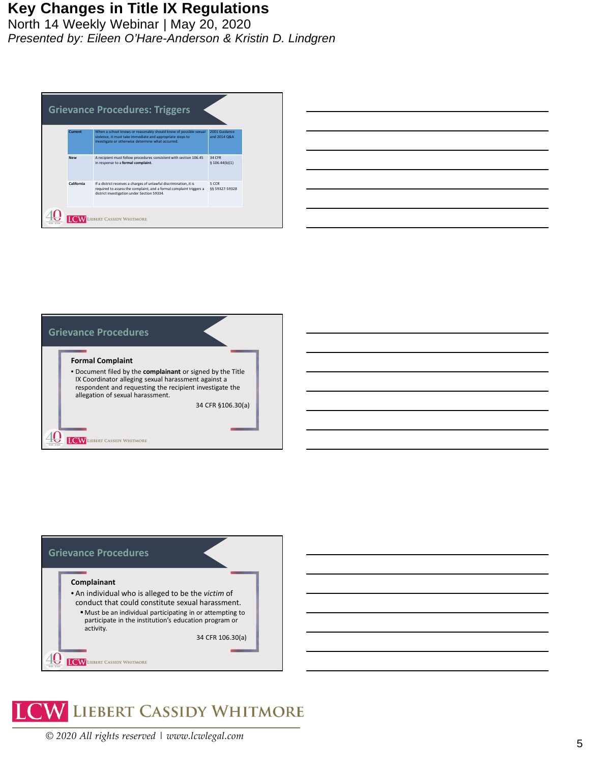## Grievance Procedures: Triggers

| | | |
|---|---|---|
| Current | When a school knows or reasonably should know of possible sexual violence, it must take immediate and appropriate steps to investigate or otherwise determine what occurred. | 2001 Guidance and 2014 Q&A |
| New | A recipient must follow procedures consistent with section 106.45 in response to a **formal complaint**. | 34 CFR § 106.44(b)(1) |
| California | If a district receives a charges of unlawful discrimination, it is required to assess the complaint, and a formal complaint triggers a district investigation under Section 59334. | 5 CCR §§ 59327-59328 |

## Grievance Procedures

**Formal Complaint**

- Document filed by the **complainant** or signed by the Title IX Coordinator alleging sexual harassment against a respondent and requesting the recipient investigate the allegation of sexual harassment.

34 CFR §106.30(a)

## Grievance Procedures

**Complainant**

- An individual who is alleged to be the *victim* of conduct that could constitute sexual harassment.
  - Must be an individual participating in or attempting to participate in the institution's education program or activity.

34 CFR 106.30(a)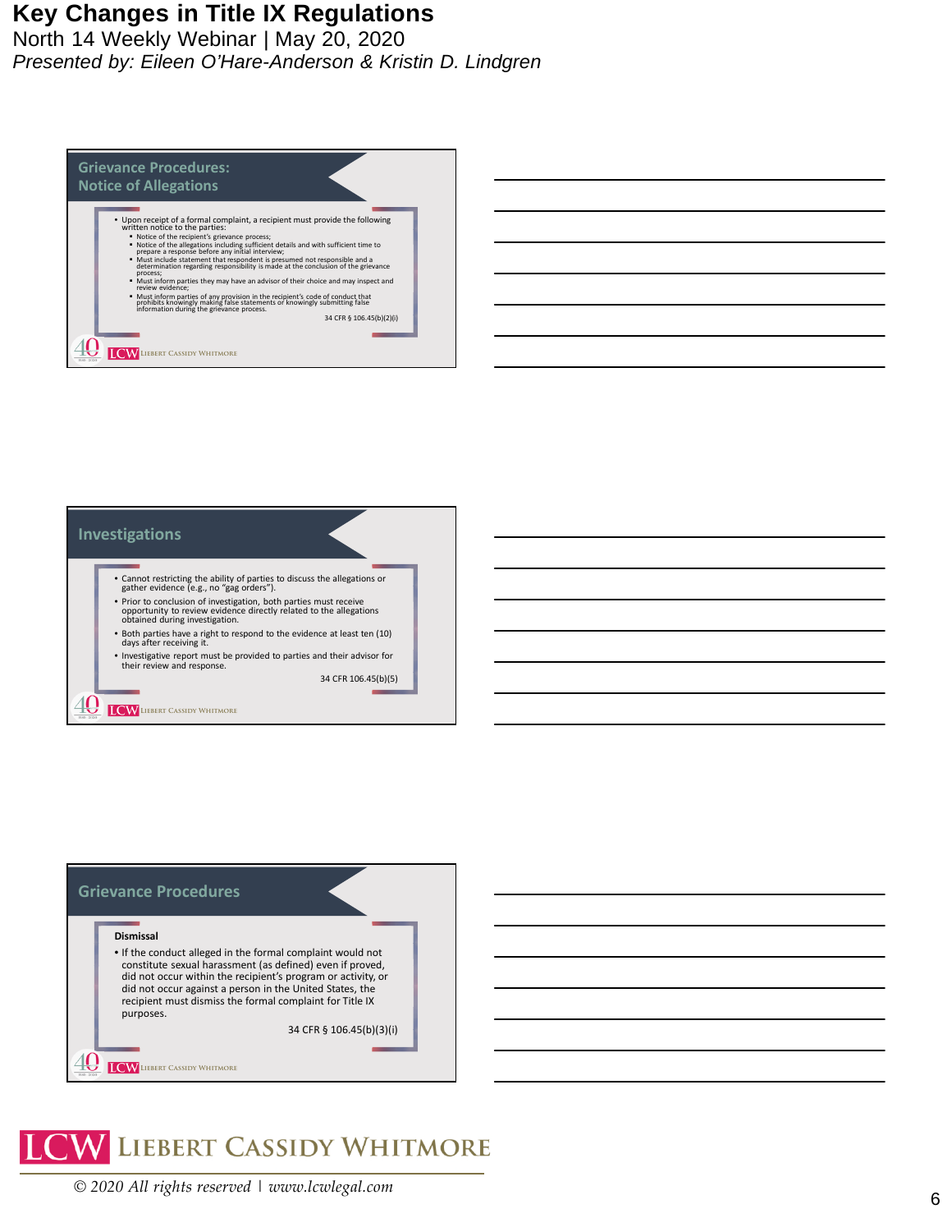## Grievance Procedures: Notice of Allegations

- Upon receipt of a formal complaint, a recipient must provide the following written notice to the parties:
  - Notice of the recipient's grievance process;
  - Notice of the allegations including sufficient details and with sufficient time to prepare a response before any initial interview;
  - Must include statement that respondent is presumed not responsible and a determination regarding responsibility is made at the conclusion of the grievance process;
  - Must inform parties they may have an advisor of their choice and may inspect and review evidence;
  - Must inform parties of any provision in the recipient's code of conduct that prohibits knowingly making false statements or knowingly submitting false information during the grievance process.

34 CFR § 106.45(b)(2)(i)

## Investigations

- Cannot restricting the ability of parties to discuss the allegations or gather evidence (e.g., no "gag orders").
- Prior to conclusion of investigation, both parties must receive opportunity to review evidence directly related to the allegations obtained during investigation.
- Both parties have a right to respond to the evidence at least ten (10) days after receiving it.
- Investigative report must be provided to parties and their advisor for their review and response.

34 CFR 106.45(b)(5)

## Grievance Procedures

**Dismissal**

- If the conduct alleged in the formal complaint would not constitute sexual harassment (as defined) even if proved, did not occur within the recipient's program or activity, or did not occur against a person in the United States, the recipient must dismiss the formal complaint for Title IX purposes.

34 CFR § 106.45(b)(3)(i)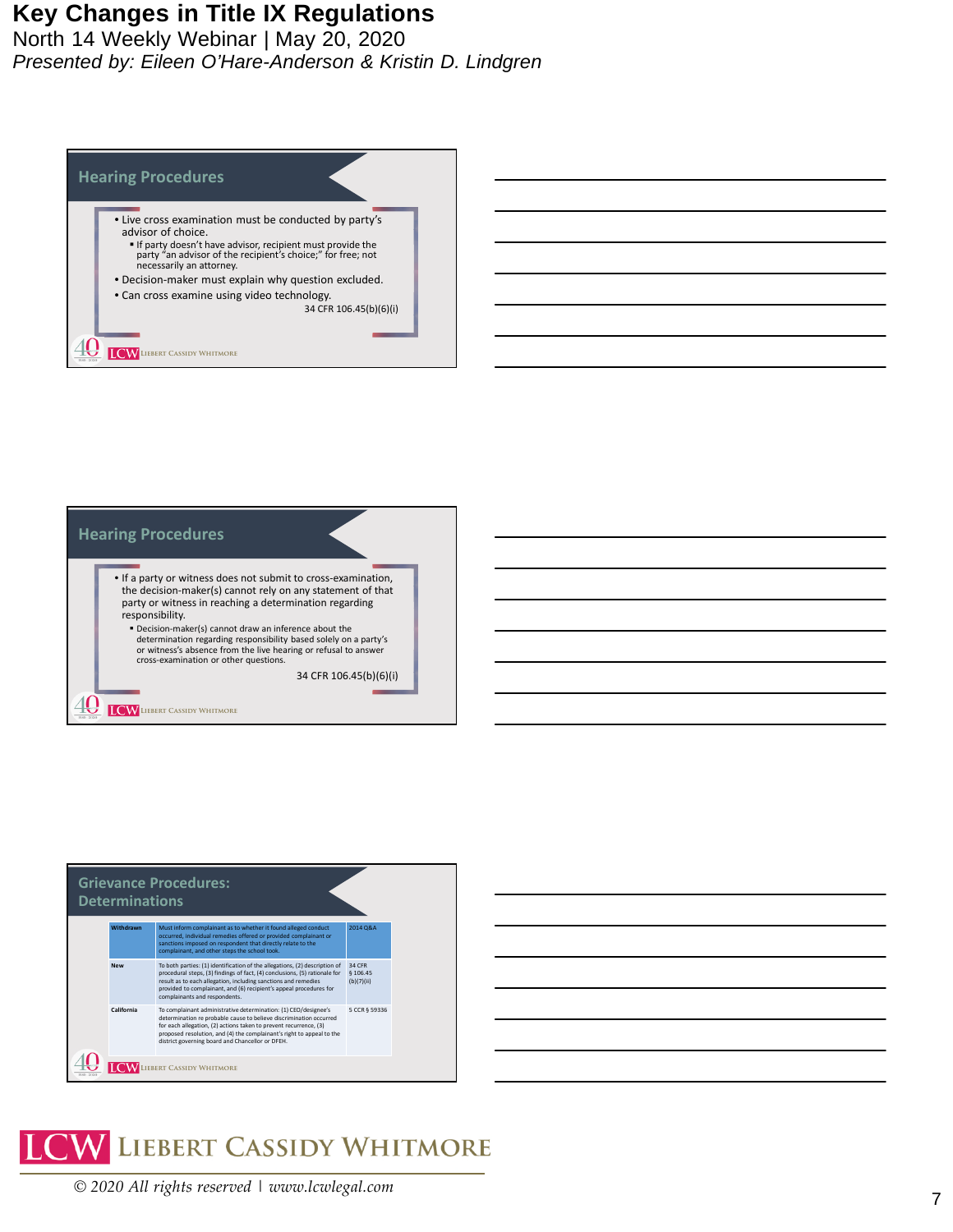## Hearing Procedures

- Live cross examination must be conducted by party's advisor of choice.
  - If party doesn't have advisor, recipient must provide the party "an advisor of the recipient's choice;" for free; not necessarily an attorney.
- Decision-maker must explain why question excluded.
- Can cross examine using video technology.

34 CFR 106.45(b)(6)(i)

## Hearing Procedures

- If a party or witness does not submit to cross-examination, the decision-maker(s) cannot rely on any statement of that party or witness in reaching a determination regarding responsibility.
  - Decision-maker(s) cannot draw an inference about the determination regarding responsibility based solely on a party's or witness's absence from the live hearing or refusal to answer cross-examination or other questions.

34 CFR 106.45(b)(6)(i)

## Grievance Procedures: Determinations

| | | |
|---|---|---|
| Withdrawn | Must inform complainant as to whether it found alleged conduct occurred, individual remedies offered or provided complainant or sanctions imposed on respondent that directly relate to the complainant, and other steps the school took. | 2014 Q&A |
| New | To both parties: (1) identification of the allegations, (2) description of procedural steps, (3) findings of fact, (4) conclusions, (5) rationale for result as to each allegation, including sanctions and remedies provided to complainant, and (6) recipient's appeal procedures for complainants and respondents. | 34 CFR § 106.45 (b)(7)(ii) |
| California | To complainant administrative determination: (1) CEO/designee's determination re probable cause to believe discrimination occurred for each allegation, (2) actions taken to prevent recurrence, (3) proposed resolution, and (4) the complainant's right to appeal to the district governing board and Chancellor or DFEH. | 5 CCR § 59336 |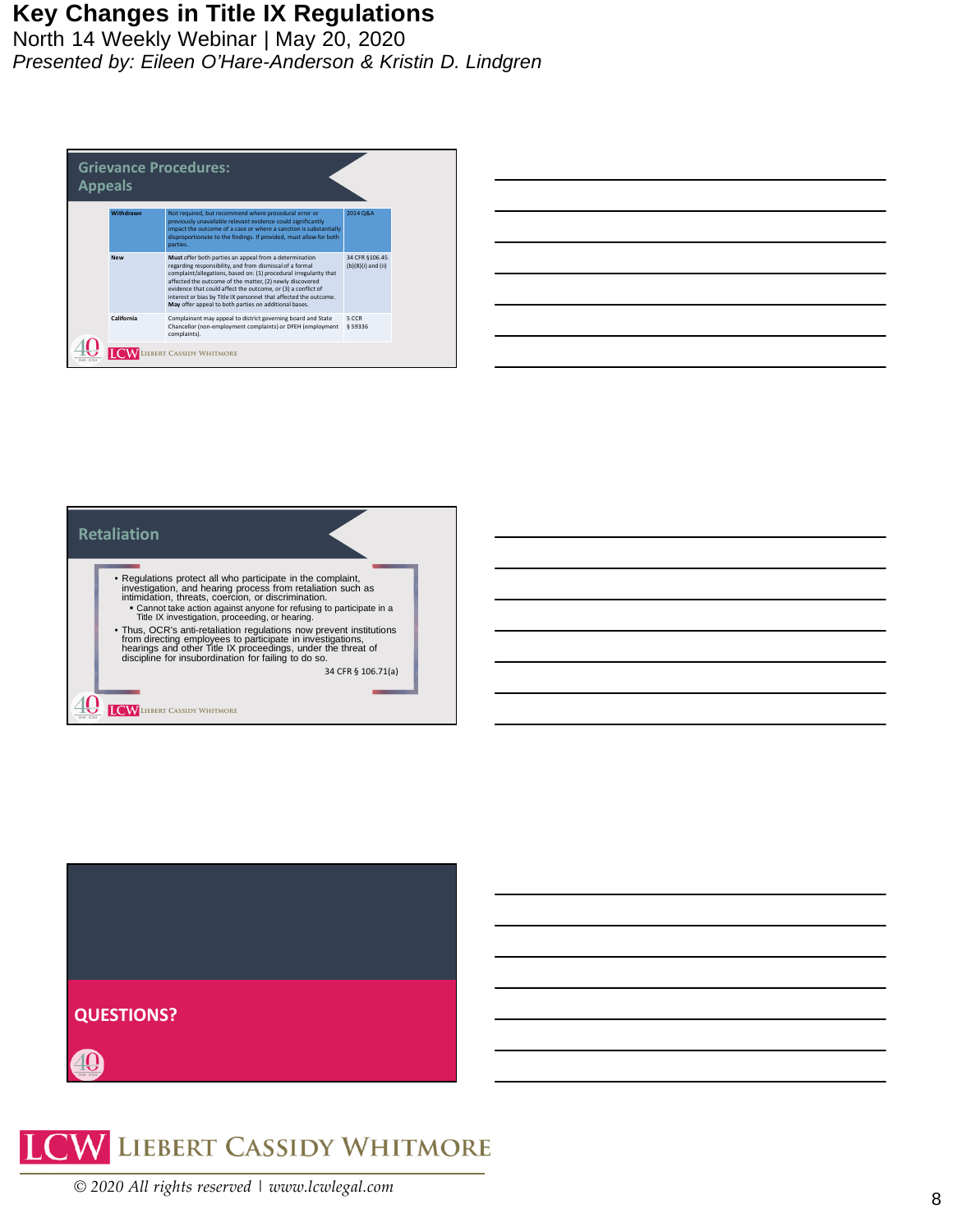# Key Changes in Title IX Regulations

North 14 Weekly Webinar | May 20, 2020

*Presented by: Eileen O'Hare-Anderson & Kristin D. Lindgren*

## Grievance Procedures: Appeals

| | | |
|---|---|---|
| Withdrawn | Not required, but recommend where procedural error or previously unavailable relevant evidence could significantly impact the outcome of a case or where a sanction is substantially disproportionate to the findings. If provided, must allow for both parties. | 2014 Q&A |
| New | **Must** offer both parties an appeal from a determination regarding responsibility, and from dismissal of a formal complaint/allegations, based on: (1) procedural irregularity that affected the outcome of the matter, (2) newly discovered evidence that could affect the outcome, or (3) a conflict of interest or bias by Title IX personnel that affected the outcome. **May** offer appeal to both parties on additional bases. | 34 CFR §106.45 (b)(8)(i) and (ii) |
| California | Complainant may appeal to district governing board and State Chancellor (non-employment complaints) or DFEH (employment complaints). | 5 CCR § 59336 |

## Retaliation

- Regulations protect all who participate in the complaint, investigation, and hearing process from retaliation such as intimidation, threats, coercion, or discrimination.
  - Cannot take action against anyone for refusing to participate in a Title IX investigation, proceeding, or hearing.
- Thus, OCR's anti-retaliation regulations now prevent institutions from directing employees to participate in investigations, hearings and other Title IX proceedings, under the threat of discipline for insubordination for failing to do so.

34 CFR § 106.71(a)

## QUESTIONS?

LCW Liebert Cassidy Whitmore

© 2020 All rights reserved | www.lcwlegal.com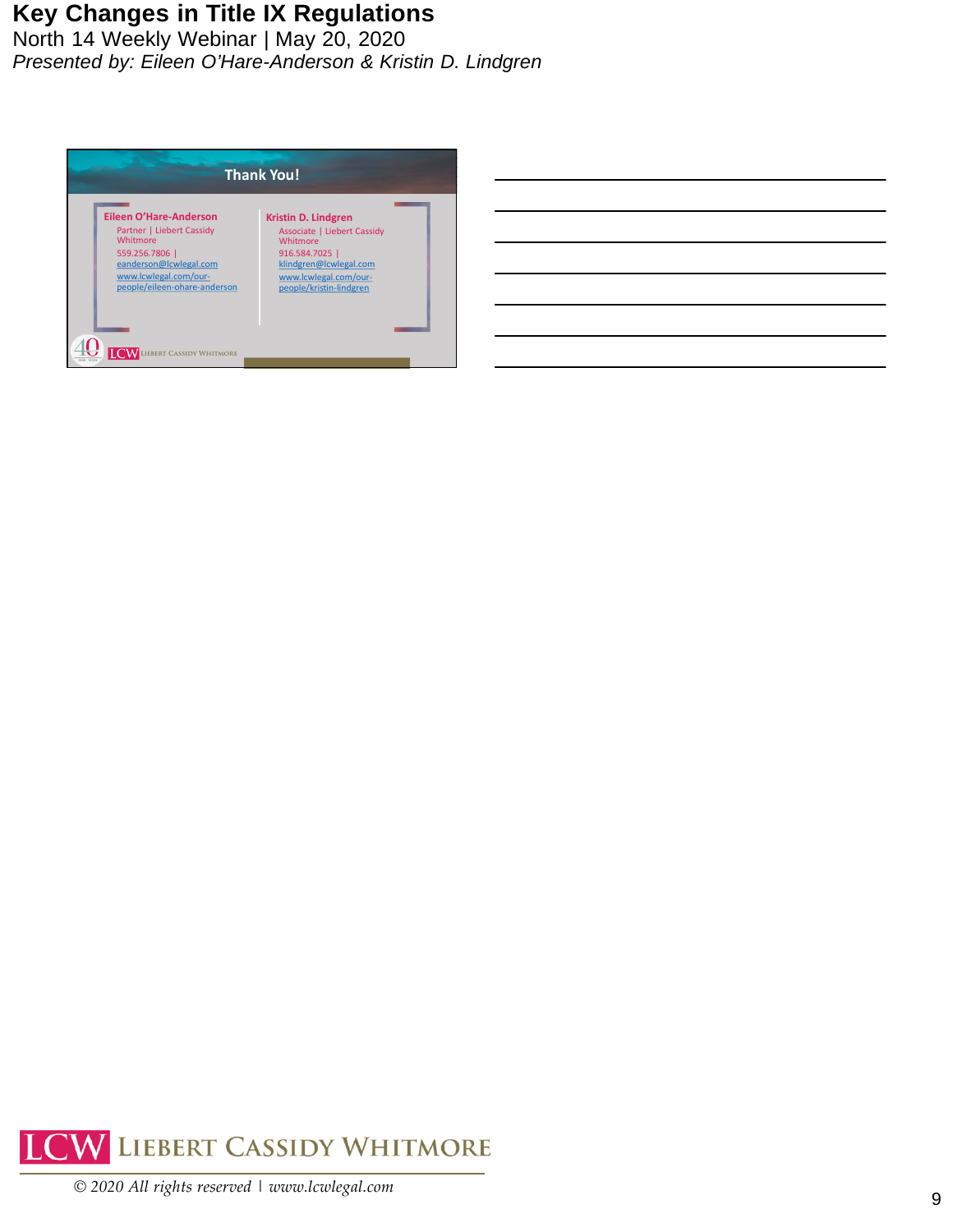## Thank You!

**Eileen O'Hare-Anderson**
Partner | Liebert Cassidy Whitmore
559.256.7806 |
eanderson@lcwlegal.com
www.lcwlegal.com/our-people/eileen-ohare-anderson

**Kristin D. Lindgren**
Associate | Liebert Cassidy Whitmore
916.584.7025 |
klindgren@lcwlegal.com
www.lcwlegal.com/our-people/kristin-lindgren